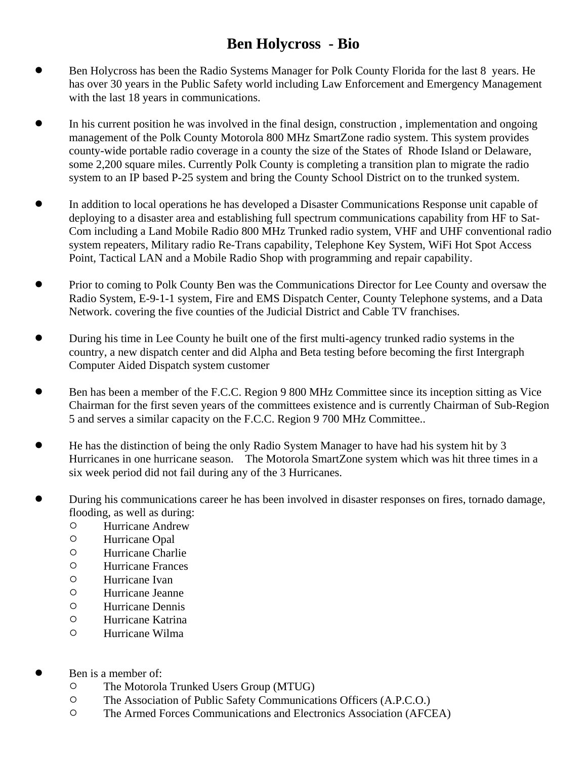# Ben Holycross - Bio

- Ben Holycross has been the Radio Systems Manager for Polk County Florida for the last 8 years. He has over 30 years in the Public Safety world including Law Enforcement and Emergency Management with the last 18 years in communications.

- In his current position he was involved in the final design, construction , implementation and ongoing management of the Polk County Motorola 800 MHz SmartZone radio system. This system provides county-wide portable radio coverage in a county the size of the States of Rhode Island or Delaware, some 2,200 square miles. Currently Polk County is completing a transition plan to migrate the radio system to an IP based P-25 system and bring the County School District on to the trunked system.

- In addition to local operations he has developed a Disaster Communications Response unit capable of deploying to a disaster area and establishing full spectrum communications capability from HF to Sat-Com including a Land Mobile Radio 800 MHz Trunked radio system, VHF and UHF conventional radio system repeaters, Military radio Re-Trans capability, Telephone Key System, WiFi Hot Spot Access Point, Tactical LAN and a Mobile Radio Shop with programming and repair capability.

- Prior to coming to Polk County Ben was the Communications Director for Lee County and oversaw the Radio System, E-9-1-1 system, Fire and EMS Dispatch Center, County Telephone systems, and a Data Network. covering the five counties of the Judicial District and Cable TV franchises.

- During his time in Lee County he built one of the first multi-agency trunked radio systems in the country, a new dispatch center and did Alpha and Beta testing before becoming the first Intergraph Computer Aided Dispatch system customer

- Ben has been a member of the F.C.C. Region 9 800 MHz Committee since its inception sitting as Vice Chairman for the first seven years of the committees existence and is currently Chairman of Sub-Region 5 and serves a similar capacity on the F.C.C. Region 9 700 MHz Committee..

- He has the distinction of being the only Radio System Manager to have had his system hit by 3 Hurricanes in one hurricane season. The Motorola SmartZone system which was hit three times in a six week period did not fail during any of the 3 Hurricanes.

- During his communications career he has been involved in disaster responses on fires, tornado damage, flooding, as well as during:
  - Hurricane Andrew
  - Hurricane Opal
  - Hurricane Charlie
  - Hurricane Frances
  - Hurricane Ivan
  - Hurricane Jeanne
  - Hurricane Dennis
  - Hurricane Katrina
  - Hurricane Wilma

- Ben is a member of:
  - The Motorola Trunked Users Group (MTUG)
  - The Association of Public Safety Communications Officers (A.P.C.O.)
  - The Armed Forces Communications and Electronics Association (AFCEA)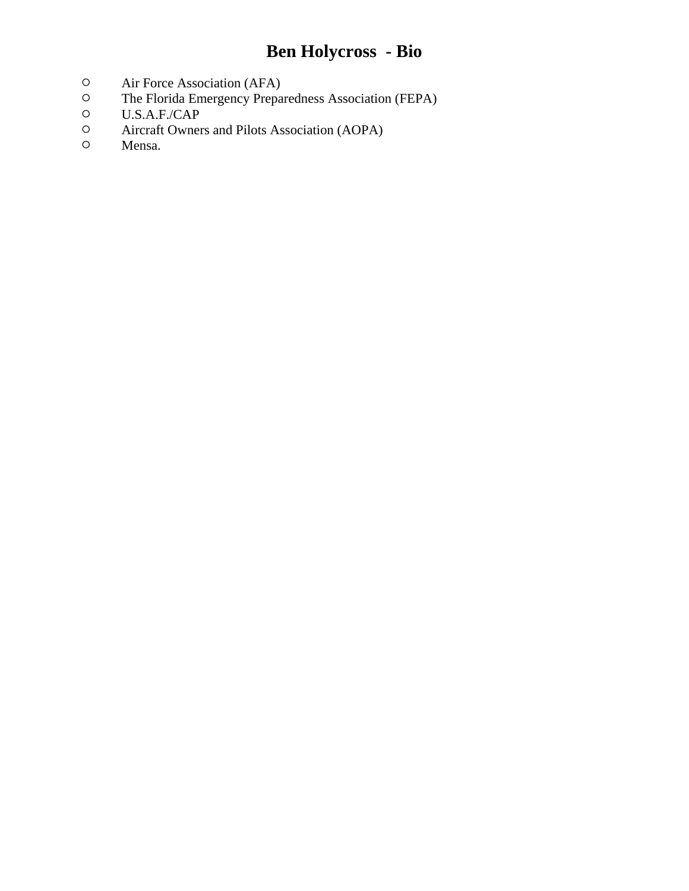# Ben Holycross - Bio

- Air Force Association (AFA)
- The Florida Emergency Preparedness Association (FEPA)
- U.S.A.F./CAP
- Aircraft Owners and Pilots Association (AOPA)
- Mensa.